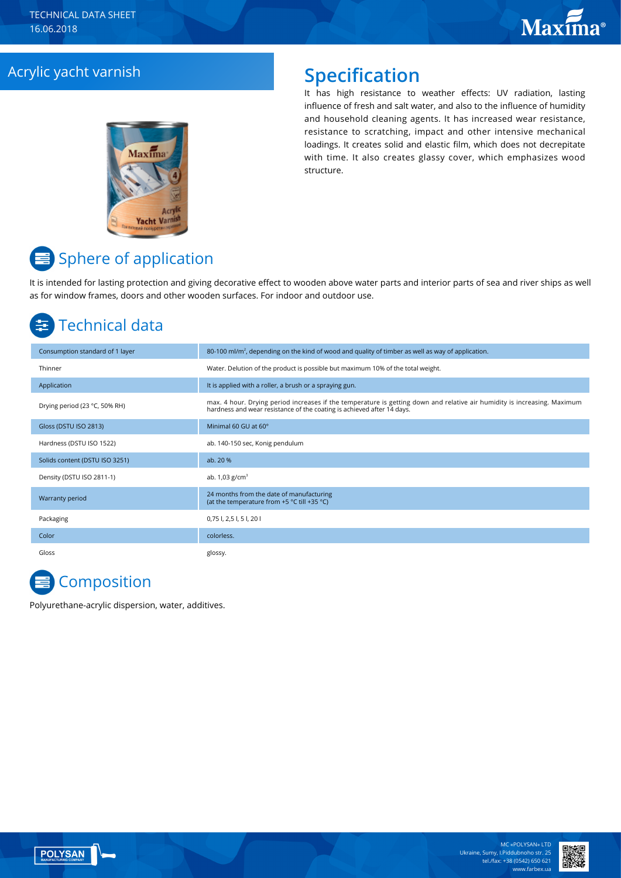TECHNICAL DATA SHEET
16.06.2018

# Acrylic yacht varnish

## Specification

It has high resistance to weather effects: UV radiation, lasting influence of fresh and salt water, and also to the influence of humidity and household cleaning agents. It has increased wear resistance, resistance to scratching, impact and other intensive mechanical loadings. It creates solid and elastic film, which does not decrepitate with time. It also creates glassy cover, which emphasizes wood structure.

## Sphere of application

It is intended for lasting protection and giving decorative effect to wooden above water parts and interior parts of sea and river ships as well as for window frames, doors and other wooden surfaces. For indoor and outdoor use.

## Technical data

| | |
|---|---|
| Consumption standard of 1 layer | 80-100 ml/m², depending on the kind of wood and quality of timber as well as way of application. |
| Thinner | Water. Delution of the product is possible but maximum 10% of the total weight. |
| Application | It is applied with a roller, a brush or a spraying gun. |
| Drying period (23 °C, 50% RH) | max. 4 hour. Drying period increases if the temperature is getting down and relative air humidity is increasing. Maximum hardness and wear resistance of the coating is achieved after 14 days. |
| Gloss (DSTU ISO 2813) | Minimal 60 GU at 60° |
| Hardness (DSTU ISO 1522) | ab. 140-150 sec, Konig pendulum |
| Solids content (DSTU ISO 3251) | ab. 20 % |
| Density (DSTU ISO 2811-1) | ab. 1,03 g/cm³ |
| Warranty period | 24 months from the date of manufacturing (at the temperature from +5 °C till +35 °C) |
| Packaging | 0,75 l, 2,5 l, 5 l, 20 l |
| Color | colorless. |
| Gloss | glossy. |

## Composition

Polyurethane-acrylic dispersion, water, additives.

MC «POLYSAN» LTD
Ukraine, Sumy, I.Piddubnoho str. 25
tel./fax: +38 (0542) 650 621
www.farbex.ua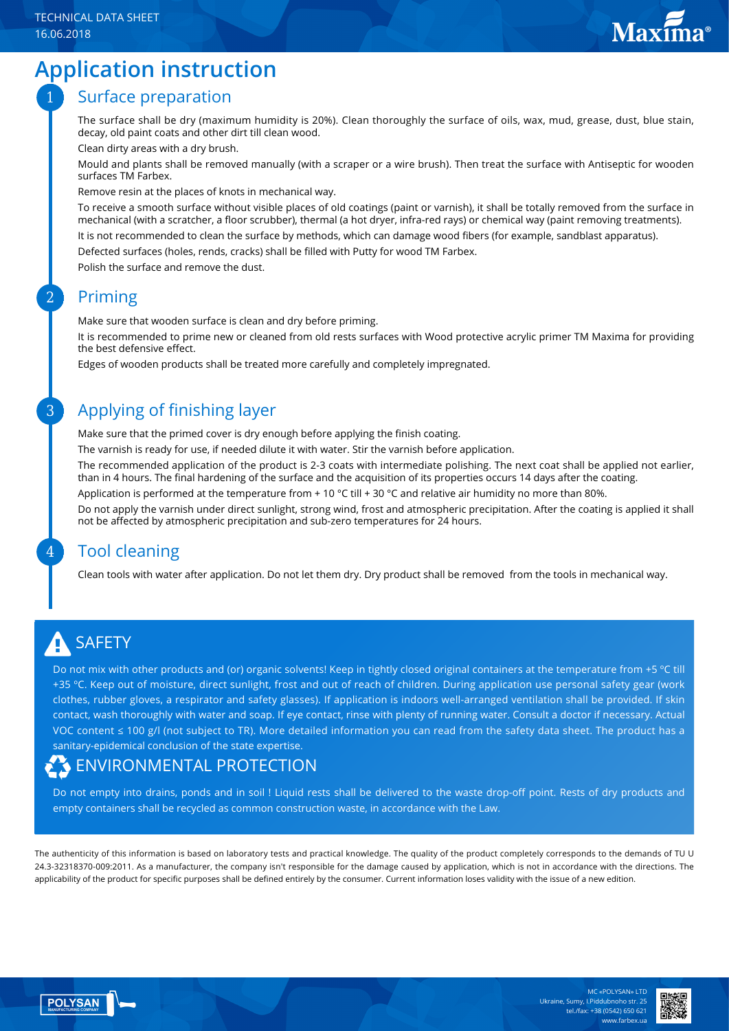# Application instruction

## 1 Surface preparation

The surface shall be dry (maximum humidity is 20%). Clean thoroughly the surface of oils, wax, mud, grease, dust, blue stain, decay, old paint coats and other dirt till clean wood.

Clean dirty areas with a dry brush.

Mould and plants shall be removed manually (with a scraper or a wire brush). Then treat the surface with Antiseptic for wooden surfaces TM Farbex.

Remove resin at the places of knots in mechanical way.

To receive a smooth surface without visible places of old coatings (paint or varnish), it shall be totally removed from the surface in mechanical (with a scratcher, a floor scrubber), thermal (a hot dryer, infra-red rays) or chemical way (paint removing treatments).

It is not recommended to clean the surface by methods, which can damage wood fibers (for example, sandblast apparatus).

Defected surfaces (holes, rends, cracks) shall be filled with Putty for wood TM Farbex.

Polish the surface and remove the dust.

## 2 Priming

Make sure that wooden surface is clean and dry before priming.

It is recommended to prime new or cleaned from old rests surfaces with Wood protective acrylic primer TM Maxima for providing the best defensive effect.

Edges of wooden products shall be treated more carefully and completely impregnated.

## 3 Applying of finishing layer

Make sure that the primed cover is dry enough before applying the finish coating.

The varnish is ready for use, if needed dilute it with water. Stir the varnish before application.

The recommended application of the product is 2-3 coats with intermediate polishing. The next coat shall be applied not earlier, than in 4 hours. The final hardening of the surface and the acquisition of its properties occurs 14 days after the coating.

Application is performed at the temperature from + 10 °C till + 30 °C and relative air humidity no more than 80%.

Do not apply the varnish under direct sunlight, strong wind, frost and atmospheric precipitation. After the coating is applied it shall not be affected by atmospheric precipitation and sub-zero temperatures for 24 hours.

## 4 Tool cleaning

Clean tools with water after application. Do not let them dry. Dry product shall be removed from the tools in mechanical way.

## SAFETY

Do not mix with other products and (or) organic solvents! Keep in tightly closed original containers at the temperature from +5 °C till +35 °C. Keep out of moisture, direct sunlight, frost and out of reach of children. During application use personal safety gear (work clothes, rubber gloves, a respirator and safety glasses). If application is indoors well-arranged ventilation shall be provided. If skin contact, wash thoroughly with water and soap. If eye contact, rinse with plenty of running water. Consult a doctor if necessary. Actual VOC content ≤ 100 g/l (not subject to TR). More detailed information you can read from the safety data sheet. The product has a sanitary-epidemical conclusion of the state expertise.

## ENVIRONMENTAL PROTECTION

Do not empty into drains, ponds and in soil ! Liquid rests shall be delivered to the waste drop-off point. Rests of dry products and empty containers shall be recycled as common construction waste, in accordance with the Law.

The authenticity of this information is based on laboratory tests and practical knowledge. The quality of the product completely corresponds to the demands of TU U 24.3-32318370-009:2011. As a manufacturer, the company isn't responsible for the damage caused by application, which is not in accordance with the directions. The applicability of the product for specific purposes shall be defined entirely by the consumer. Current information loses validity with the issue of a new edition.

MC «POLYSAN» LTD
Ukraine, Sumy, I.Piddubnoho str. 25
tel./fax: +38 (0542) 650 621
www.farbex.ua